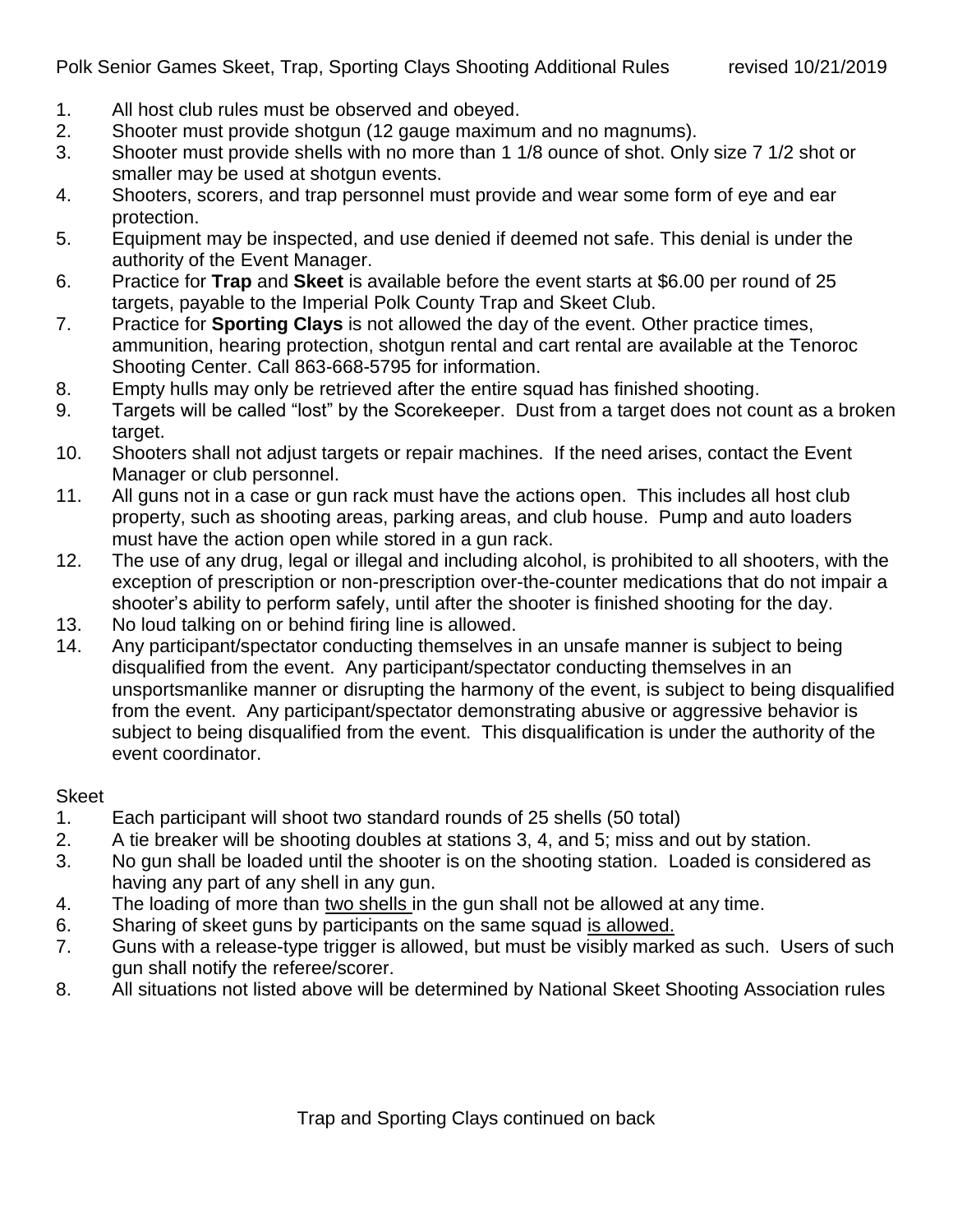# Polk Senior Games Skeet, Trap, Sporting Clays Shooting Additional Rules

revised 10/21/2019

1. All host club rules must be observed and obeyed.
2. Shooter must provide shotgun (12 gauge maximum and no magnums).
3. Shooter must provide shells with no more than 1 1/8 ounce of shot. Only size 7 1/2 shot or smaller may be used at shotgun events.
4. Shooters, scorers, and trap personnel must provide and wear some form of eye and ear protection.
5. Equipment may be inspected, and use denied if deemed not safe. This denial is under the authority of the Event Manager.
6. Practice for **Trap** and **Skeet** is available before the event starts at $6.00 per round of 25 targets, payable to the Imperial Polk County Trap and Skeet Club.
7. Practice for **Sporting Clays** is not allowed the day of the event. Other practice times, ammunition, hearing protection, shotgun rental and cart rental are available at the Tenoroc Shooting Center. Call 863-668-5795 for information.
8. Empty hulls may only be retrieved after the entire squad has finished shooting.
9. Targets will be called "lost" by the Scorekeeper. Dust from a target does not count as a broken target.
10. Shooters shall not adjust targets or repair machines. If the need arises, contact the Event Manager or club personnel.
11. All guns not in a case or gun rack must have the actions open. This includes all host club property, such as shooting areas, parking areas, and club house. Pump and auto loaders must have the action open while stored in a gun rack.
12. The use of any drug, legal or illegal and including alcohol, is prohibited to all shooters, with the exception of prescription or non-prescription over-the-counter medications that do not impair a shooter's ability to perform safely, until after the shooter is finished shooting for the day.
13. No loud talking on or behind firing line is allowed.
14. Any participant/spectator conducting themselves in an unsafe manner is subject to being disqualified from the event. Any participant/spectator conducting themselves in an unsportsmanlike manner or disrupting the harmony of the event, is subject to being disqualified from the event. Any participant/spectator demonstrating abusive or aggressive behavior is subject to being disqualified from the event. This disqualification is under the authority of the event coordinator.

## Skeet

1. Each participant will shoot two standard rounds of 25 shells (50 total)
2. A tie breaker will be shooting doubles at stations 3, 4, and 5; miss and out by station.
3. No gun shall be loaded until the shooter is on the shooting station. Loaded is considered as having any part of any shell in any gun.
4. The loading of more than <u>two shells</u> in the gun shall not be allowed at any time.
6. Sharing of skeet guns by participants on the same squad <u>is allowed.</u>
7. Guns with a release-type trigger is allowed, but must be visibly marked as such. Users of such gun shall notify the referee/scorer.
8. All situations not listed above will be determined by National Skeet Shooting Association rules

Trap and Sporting Clays continued on back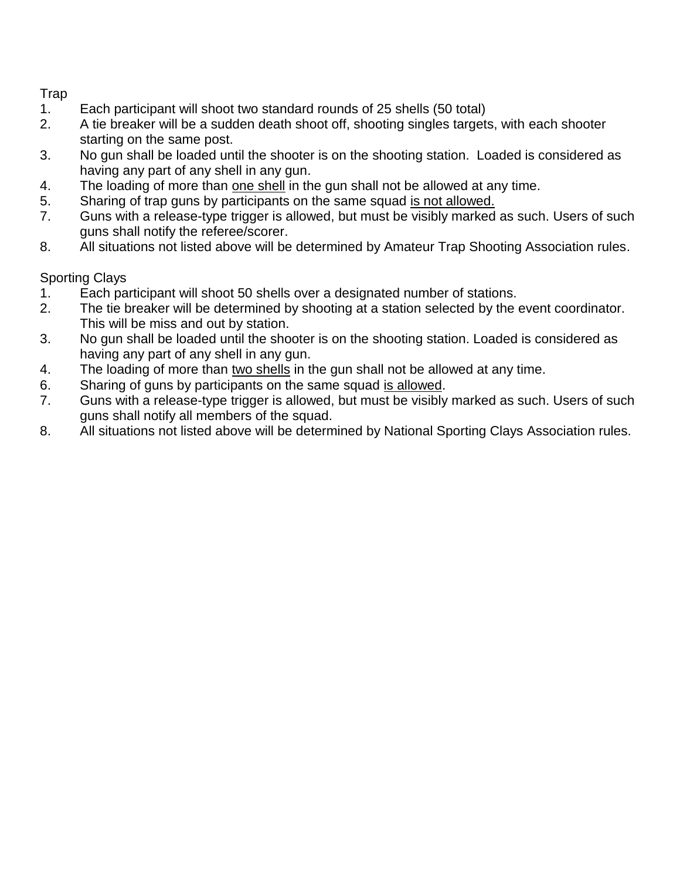Trap

1. Each participant will shoot two standard rounds of 25 shells (50 total)
2. A tie breaker will be a sudden death shoot off, shooting singles targets, with each shooter starting on the same post.
3. No gun shall be loaded until the shooter is on the shooting station. Loaded is considered as having any part of any shell in any gun.
4. The loading of more than <u>one shell</u> in the gun shall not be allowed at any time.
5. Sharing of trap guns by participants on the same squad <u>is not allowed.</u>
7. Guns with a release-type trigger is allowed, but must be visibly marked as such. Users of such guns shall notify the referee/scorer.
8. All situations not listed above will be determined by Amateur Trap Shooting Association rules.

Sporting Clays

1. Each participant will shoot 50 shells over a designated number of stations.
2. The tie breaker will be determined by shooting at a station selected by the event coordinator. This will be miss and out by station.
3. No gun shall be loaded until the shooter is on the shooting station. Loaded is considered as having any part of any shell in any gun.
4. The loading of more than <u>two shells</u> in the gun shall not be allowed at any time.
6. Sharing of guns by participants on the same squad <u>is allowed</u>.
7. Guns with a release-type trigger is allowed, but must be visibly marked as such. Users of such guns shall notify all members of the squad.
8. All situations not listed above will be determined by National Sporting Clays Association rules.